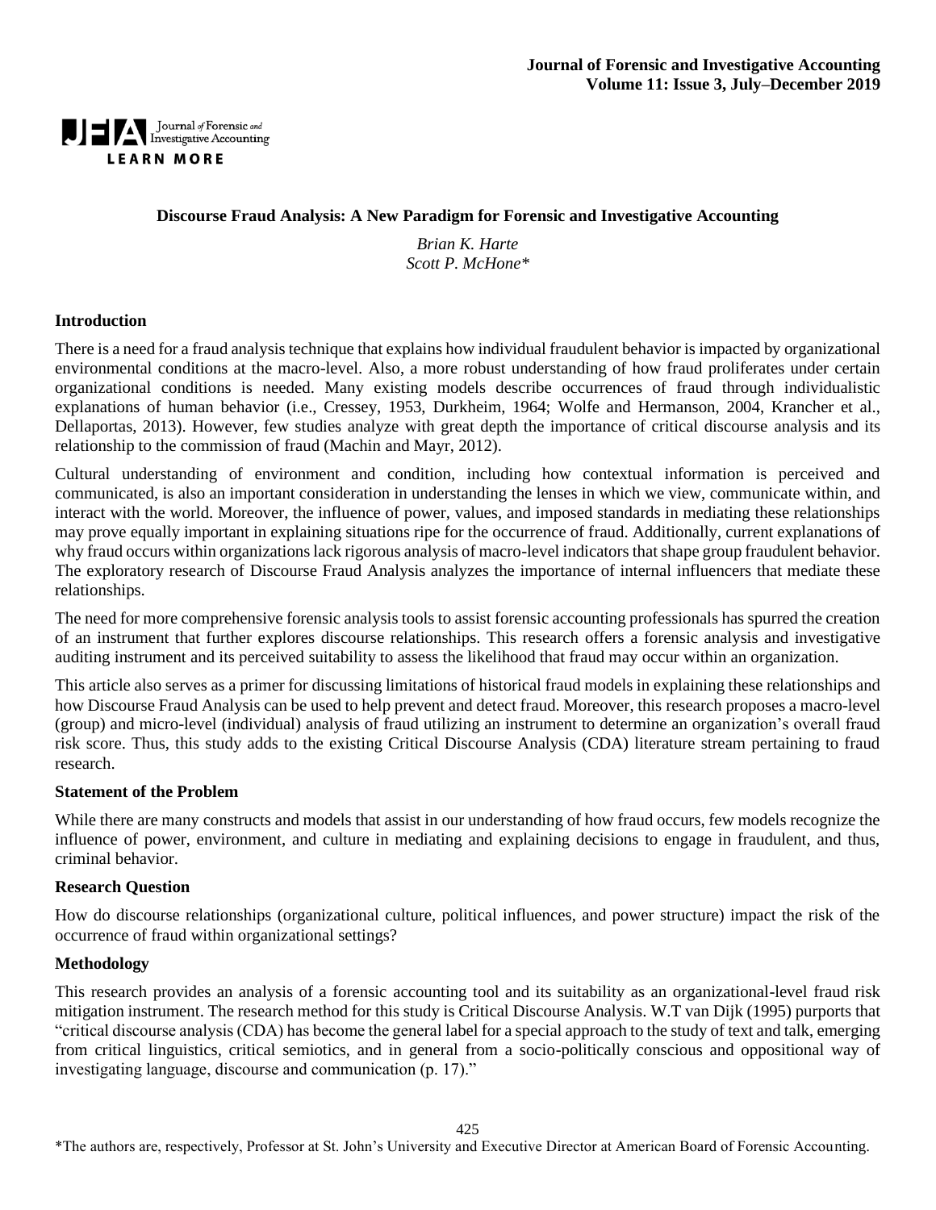# Discourse Fraud Analysis: A New Paradigm for Forensic and Investigative Accounting

*Brian K. Harte*
*Scott P. McHone\**

## Introduction

There is a need for a fraud analysis technique that explains how individual fraudulent behavior is impacted by organizational environmental conditions at the macro-level. Also, a more robust understanding of how fraud proliferates under certain organizational conditions is needed. Many existing models describe occurrences of fraud through individualistic explanations of human behavior (i.e., Cressey, 1953, Durkheim, 1964; Wolfe and Hermanson, 2004, Krancher et al., Dellaportas, 2013). However, few studies analyze with great depth the importance of critical discourse analysis and its relationship to the commission of fraud (Machin and Mayr, 2012).

Cultural understanding of environment and condition, including how contextual information is perceived and communicated, is also an important consideration in understanding the lenses in which we view, communicate within, and interact with the world. Moreover, the influence of power, values, and imposed standards in mediating these relationships may prove equally important in explaining situations ripe for the occurrence of fraud. Additionally, current explanations of why fraud occurs within organizations lack rigorous analysis of macro-level indicators that shape group fraudulent behavior. The exploratory research of Discourse Fraud Analysis analyzes the importance of internal influencers that mediate these relationships.

The need for more comprehensive forensic analysis tools to assist forensic accounting professionals has spurred the creation of an instrument that further explores discourse relationships. This research offers a forensic analysis and investigative auditing instrument and its perceived suitability to assess the likelihood that fraud may occur within an organization.

This article also serves as a primer for discussing limitations of historical fraud models in explaining these relationships and how Discourse Fraud Analysis can be used to help prevent and detect fraud. Moreover, this research proposes a macro-level (group) and micro-level (individual) analysis of fraud utilizing an instrument to determine an organization's overall fraud risk score. Thus, this study adds to the existing Critical Discourse Analysis (CDA) literature stream pertaining to fraud research.

## Statement of the Problem

While there are many constructs and models that assist in our understanding of how fraud occurs, few models recognize the influence of power, environment, and culture in mediating and explaining decisions to engage in fraudulent, and thus, criminal behavior.

## Research Question

How do discourse relationships (organizational culture, political influences, and power structure) impact the risk of the occurrence of fraud within organizational settings?

## Methodology

This research provides an analysis of a forensic accounting tool and its suitability as an organizational-level fraud risk mitigation instrument. The research method for this study is Critical Discourse Analysis. W.T van Dijk (1995) purports that "critical discourse analysis (CDA) has become the general label for a special approach to the study of text and talk, emerging from critical linguistics, critical semiotics, and in general from a socio-politically conscious and oppositional way of investigating language, discourse and communication (p. 17)."

\*The authors are, respectively, Professor at St. John's University and Executive Director at American Board of Forensic Accounting.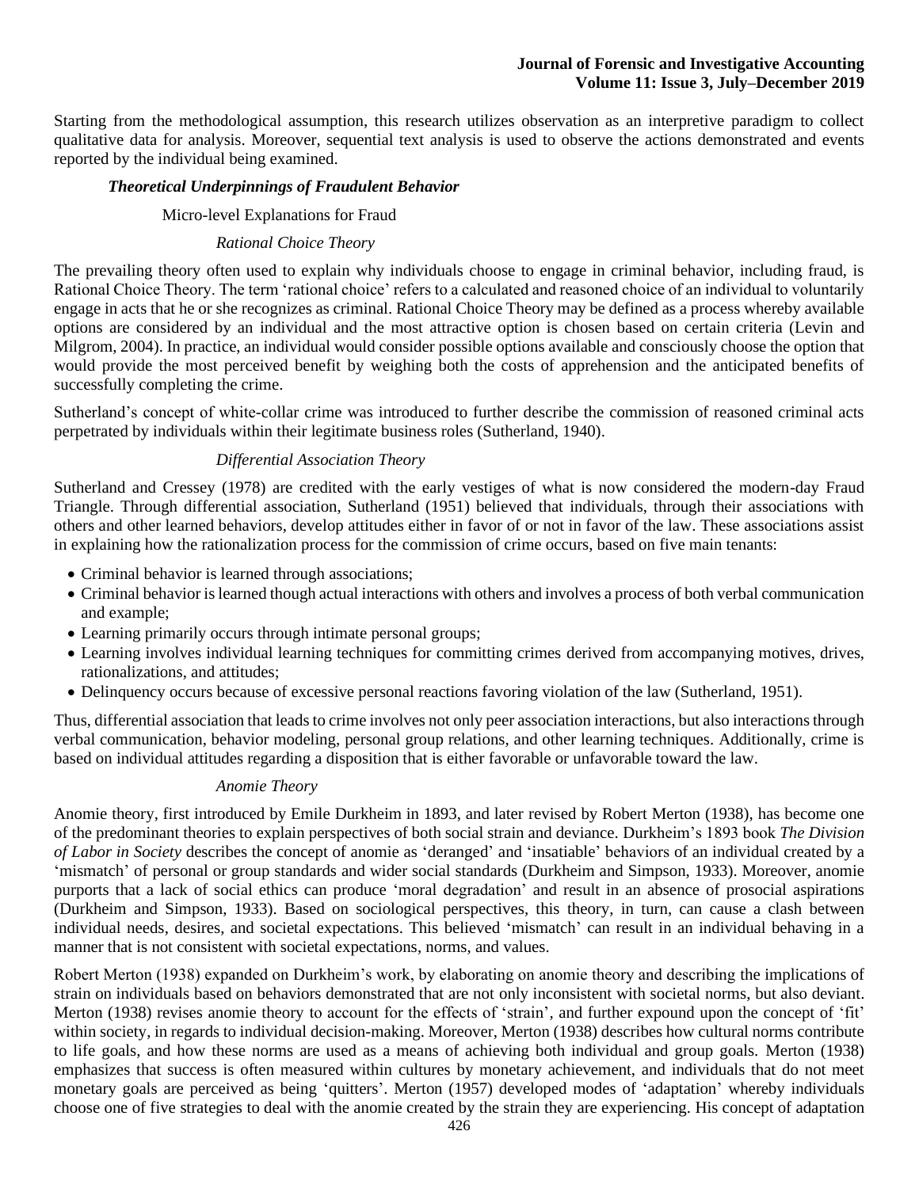Starting from the methodological assumption, this research utilizes observation as an interpretive paradigm to collect qualitative data for analysis. Moreover, sequential text analysis is used to observe the actions demonstrated and events reported by the individual being examined.

### *Theoretical Underpinnings of Fraudulent Behavior*

#### Micro-level Explanations for Fraud

##### *Rational Choice Theory*

The prevailing theory often used to explain why individuals choose to engage in criminal behavior, including fraud, is Rational Choice Theory. The term 'rational choice' refers to a calculated and reasoned choice of an individual to voluntarily engage in acts that he or she recognizes as criminal. Rational Choice Theory may be defined as a process whereby available options are considered by an individual and the most attractive option is chosen based on certain criteria (Levin and Milgrom, 2004). In practice, an individual would consider possible options available and consciously choose the option that would provide the most perceived benefit by weighing both the costs of apprehension and the anticipated benefits of successfully completing the crime.

Sutherland's concept of white-collar crime was introduced to further describe the commission of reasoned criminal acts perpetrated by individuals within their legitimate business roles (Sutherland, 1940).

##### *Differential Association Theory*

Sutherland and Cressey (1978) are credited with the early vestiges of what is now considered the modern-day Fraud Triangle. Through differential association, Sutherland (1951) believed that individuals, through their associations with others and other learned behaviors, develop attitudes either in favor of or not in favor of the law. These associations assist in explaining how the rationalization process for the commission of crime occurs, based on five main tenants:

- Criminal behavior is learned through associations;
- Criminal behavior is learned though actual interactions with others and involves a process of both verbal communication and example;
- Learning primarily occurs through intimate personal groups;
- Learning involves individual learning techniques for committing crimes derived from accompanying motives, drives, rationalizations, and attitudes;
- Delinquency occurs because of excessive personal reactions favoring violation of the law (Sutherland, 1951).

Thus, differential association that leads to crime involves not only peer association interactions, but also interactions through verbal communication, behavior modeling, personal group relations, and other learning techniques. Additionally, crime is based on individual attitudes regarding a disposition that is either favorable or unfavorable toward the law.

##### *Anomie Theory*

Anomie theory, first introduced by Emile Durkheim in 1893, and later revised by Robert Merton (1938), has become one of the predominant theories to explain perspectives of both social strain and deviance. Durkheim's 1893 book *The Division of Labor in Society* describes the concept of anomie as 'deranged' and 'insatiable' behaviors of an individual created by a 'mismatch' of personal or group standards and wider social standards (Durkheim and Simpson, 1933). Moreover, anomie purports that a lack of social ethics can produce 'moral degradation' and result in an absence of prosocial aspirations (Durkheim and Simpson, 1933). Based on sociological perspectives, this theory, in turn, can cause a clash between individual needs, desires, and societal expectations. This believed 'mismatch' can result in an individual behaving in a manner that is not consistent with societal expectations, norms, and values.

Robert Merton (1938) expanded on Durkheim's work, by elaborating on anomie theory and describing the implications of strain on individuals based on behaviors demonstrated that are not only inconsistent with societal norms, but also deviant. Merton (1938) revises anomie theory to account for the effects of 'strain', and further expound upon the concept of 'fit' within society, in regards to individual decision-making. Moreover, Merton (1938) describes how cultural norms contribute to life goals, and how these norms are used as a means of achieving both individual and group goals. Merton (1938) emphasizes that success is often measured within cultures by monetary achievement, and individuals that do not meet monetary goals are perceived as being 'quitters'. Merton (1957) developed modes of 'adaptation' whereby individuals choose one of five strategies to deal with the anomie created by the strain they are experiencing. His concept of adaptation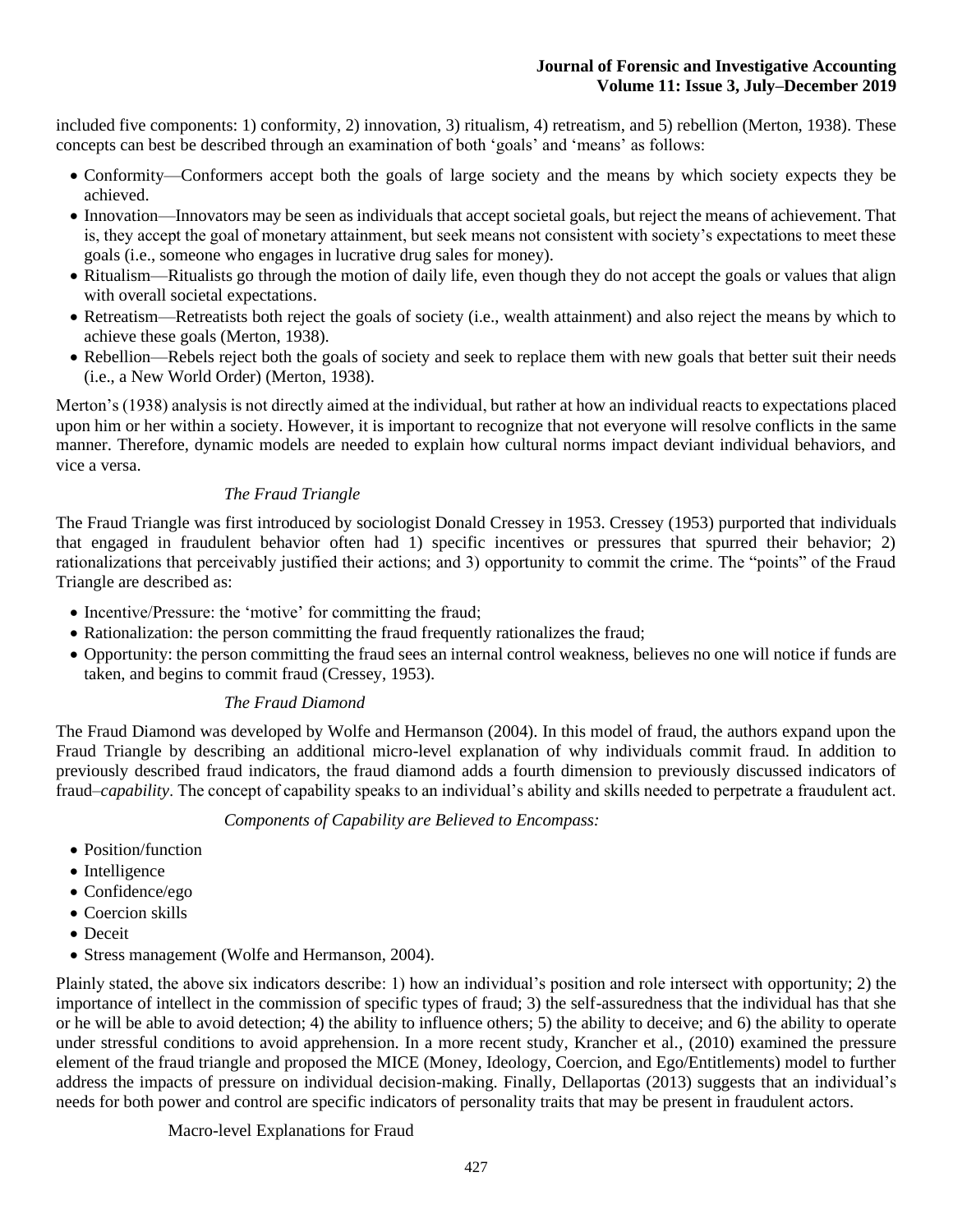included five components: 1) conformity, 2) innovation, 3) ritualism, 4) retreatism, and 5) rebellion (Merton, 1938). These concepts can best be described through an examination of both 'goals' and 'means' as follows:

- Conformity—Conformers accept both the goals of large society and the means by which society expects they be achieved.
- Innovation—Innovators may be seen as individuals that accept societal goals, but reject the means of achievement. That is, they accept the goal of monetary attainment, but seek means not consistent with society's expectations to meet these goals (i.e., someone who engages in lucrative drug sales for money).
- Ritualism—Ritualists go through the motion of daily life, even though they do not accept the goals or values that align with overall societal expectations.
- Retreatism—Retreatists both reject the goals of society (i.e., wealth attainment) and also reject the means by which to achieve these goals (Merton, 1938).
- Rebellion—Rebels reject both the goals of society and seek to replace them with new goals that better suit their needs (i.e., a New World Order) (Merton, 1938).

Merton's (1938) analysis is not directly aimed at the individual, but rather at how an individual reacts to expectations placed upon him or her within a society. However, it is important to recognize that not everyone will resolve conflicts in the same manner. Therefore, dynamic models are needed to explain how cultural norms impact deviant individual behaviors, and vice a versa.

### *The Fraud Triangle*

The Fraud Triangle was first introduced by sociologist Donald Cressey in 1953. Cressey (1953) purported that individuals that engaged in fraudulent behavior often had 1) specific incentives or pressures that spurred their behavior; 2) rationalizations that perceivably justified their actions; and 3) opportunity to commit the crime. The "points" of the Fraud Triangle are described as:

- Incentive/Pressure: the 'motive' for committing the fraud;
- Rationalization: the person committing the fraud frequently rationalizes the fraud;
- Opportunity: the person committing the fraud sees an internal control weakness, believes no one will notice if funds are taken, and begins to commit fraud (Cressey, 1953).

### *The Fraud Diamond*

The Fraud Diamond was developed by Wolfe and Hermanson (2004). In this model of fraud, the authors expand upon the Fraud Triangle by describing an additional micro-level explanation of why individuals commit fraud. In addition to previously described fraud indicators, the fraud diamond adds a fourth dimension to previously discussed indicators of fraud–*capability*. The concept of capability speaks to an individual's ability and skills needed to perpetrate a fraudulent act.

*Components of Capability are Believed to Encompass:*

- Position/function
- Intelligence
- Confidence/ego
- Coercion skills
- Deceit
- Stress management (Wolfe and Hermanson, 2004).

Plainly stated, the above six indicators describe: 1) how an individual's position and role intersect with opportunity; 2) the importance of intellect in the commission of specific types of fraud; 3) the self-assuredness that the individual has that she or he will be able to avoid detection; 4) the ability to influence others; 5) the ability to deceive; and 6) the ability to operate under stressful conditions to avoid apprehension. In a more recent study, Krancher et al., (2010) examined the pressure element of the fraud triangle and proposed the MICE (Money, Ideology, Coercion, and Ego/Entitlements) model to further address the impacts of pressure on individual decision-making. Finally, Dellaportas (2013) suggests that an individual's needs for both power and control are specific indicators of personality traits that may be present in fraudulent actors.

## Macro-level Explanations for Fraud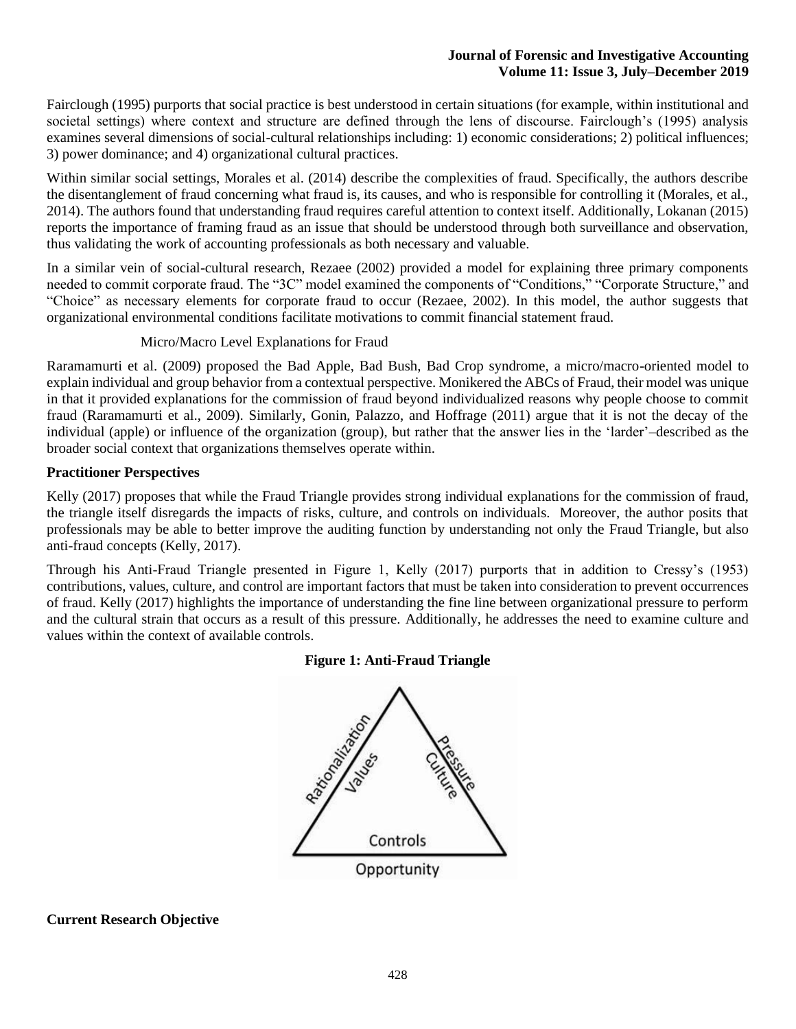Fairclough (1995) purports that social practice is best understood in certain situations (for example, within institutional and societal settings) where context and structure are defined through the lens of discourse. Fairclough's (1995) analysis examines several dimensions of social-cultural relationships including: 1) economic considerations; 2) political influences; 3) power dominance; and 4) organizational cultural practices.

Within similar social settings, Morales et al. (2014) describe the complexities of fraud. Specifically, the authors describe the disentanglement of fraud concerning what fraud is, its causes, and who is responsible for controlling it (Morales, et al., 2014). The authors found that understanding fraud requires careful attention to context itself. Additionally, Lokanan (2015) reports the importance of framing fraud as an issue that should be understood through both surveillance and observation, thus validating the work of accounting professionals as both necessary and valuable.

In a similar vein of social-cultural research, Rezaee (2002) provided a model for explaining three primary components needed to commit corporate fraud. The "3C" model examined the components of "Conditions," "Corporate Structure," and "Choice" as necessary elements for corporate fraud to occur (Rezaee, 2002). In this model, the author suggests that organizational environmental conditions facilitate motivations to commit financial statement fraud.

### Micro/Macro Level Explanations for Fraud

Raramamurti et al. (2009) proposed the Bad Apple, Bad Bush, Bad Crop syndrome, a micro/macro-oriented model to explain individual and group behavior from a contextual perspective. Monikered the ABCs of Fraud, their model was unique in that it provided explanations for the commission of fraud beyond individualized reasons why people choose to commit fraud (Raramamurti et al., 2009). Similarly, Gonin, Palazzo, and Hoffrage (2011) argue that it is not the decay of the individual (apple) or influence of the organization (group), but rather that the answer lies in the 'larder'–described as the broader social context that organizations themselves operate within.

## Practitioner Perspectives

Kelly (2017) proposes that while the Fraud Triangle provides strong individual explanations for the commission of fraud, the triangle itself disregards the impacts of risks, culture, and controls on individuals. Moreover, the author posits that professionals may be able to better improve the auditing function by understanding not only the Fraud Triangle, but also anti-fraud concepts (Kelly, 2017).

Through his Anti-Fraud Triangle presented in Figure 1, Kelly (2017) purports that in addition to Cressy's (1953) contributions, values, culture, and control are important factors that must be taken into consideration to prevent occurrences of fraud. Kelly (2017) highlights the importance of understanding the fine line between organizational pressure to perform and the cultural strain that occurs as a result of this pressure. Additionally, he addresses the need to examine culture and values within the context of available controls.

**Figure 1: Anti-Fraud Triangle**

Rationalization / Values — Pressure / Culture — Controls / Opportunity

## Current Research Objective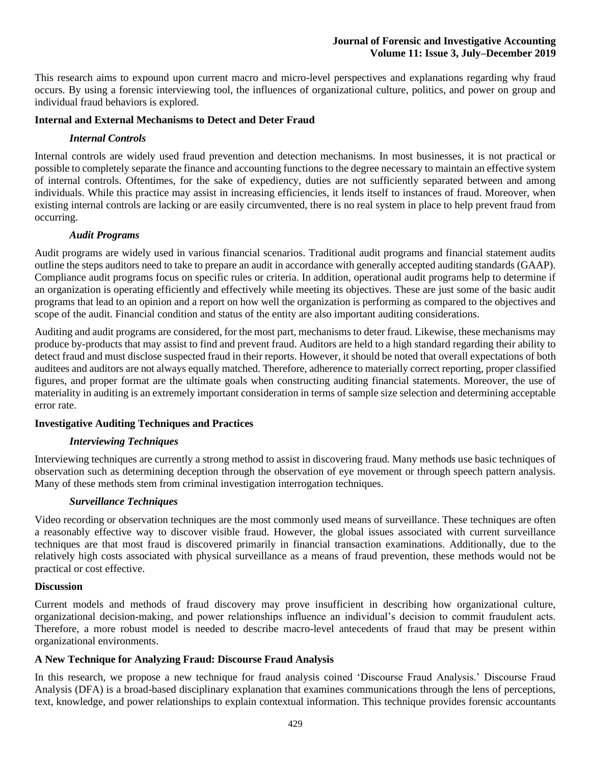This research aims to expound upon current macro and micro-level perspectives and explanations regarding why fraud occurs. By using a forensic interviewing tool, the influences of organizational culture, politics, and power on group and individual fraud behaviors is explored.

## Internal and External Mechanisms to Detect and Deter Fraud

### *Internal Controls*

Internal controls are widely used fraud prevention and detection mechanisms. In most businesses, it is not practical or possible to completely separate the finance and accounting functions to the degree necessary to maintain an effective system of internal controls. Oftentimes, for the sake of expediency, duties are not sufficiently separated between and among individuals. While this practice may assist in increasing efficiencies, it lends itself to instances of fraud. Moreover, when existing internal controls are lacking or are easily circumvented, there is no real system in place to help prevent fraud from occurring.

### *Audit Programs*

Audit programs are widely used in various financial scenarios. Traditional audit programs and financial statement audits outline the steps auditors need to take to prepare an audit in accordance with generally accepted auditing standards (GAAP). Compliance audit programs focus on specific rules or criteria. In addition, operational audit programs help to determine if an organization is operating efficiently and effectively while meeting its objectives. These are just some of the basic audit programs that lead to an opinion and a report on how well the organization is performing as compared to the objectives and scope of the audit. Financial condition and status of the entity are also important auditing considerations.

Auditing and audit programs are considered, for the most part, mechanisms to deter fraud. Likewise, these mechanisms may produce by-products that may assist to find and prevent fraud. Auditors are held to a high standard regarding their ability to detect fraud and must disclose suspected fraud in their reports. However, it should be noted that overall expectations of both auditees and auditors are not always equally matched. Therefore, adherence to materially correct reporting, proper classified figures, and proper format are the ultimate goals when constructing auditing financial statements. Moreover, the use of materiality in auditing is an extremely important consideration in terms of sample size selection and determining acceptable error rate.

## Investigative Auditing Techniques and Practices

### *Interviewing Techniques*

Interviewing techniques are currently a strong method to assist in discovering fraud. Many methods use basic techniques of observation such as determining deception through the observation of eye movement or through speech pattern analysis. Many of these methods stem from criminal investigation interrogation techniques.

### *Surveillance Techniques*

Video recording or observation techniques are the most commonly used means of surveillance. These techniques are often a reasonably effective way to discover visible fraud. However, the global issues associated with current surveillance techniques are that most fraud is discovered primarily in financial transaction examinations. Additionally, due to the relatively high costs associated with physical surveillance as a means of fraud prevention, these methods would not be practical or cost effective.

## Discussion

Current models and methods of fraud discovery may prove insufficient in describing how organizational culture, organizational decision-making, and power relationships influence an individual's decision to commit fraudulent acts. Therefore, a more robust model is needed to describe macro-level antecedents of fraud that may be present within organizational environments.

## A New Technique for Analyzing Fraud: Discourse Fraud Analysis

In this research, we propose a new technique for fraud analysis coined 'Discourse Fraud Analysis.' Discourse Fraud Analysis (DFA) is a broad-based disciplinary explanation that examines communications through the lens of perceptions, text, knowledge, and power relationships to explain contextual information. This technique provides forensic accountants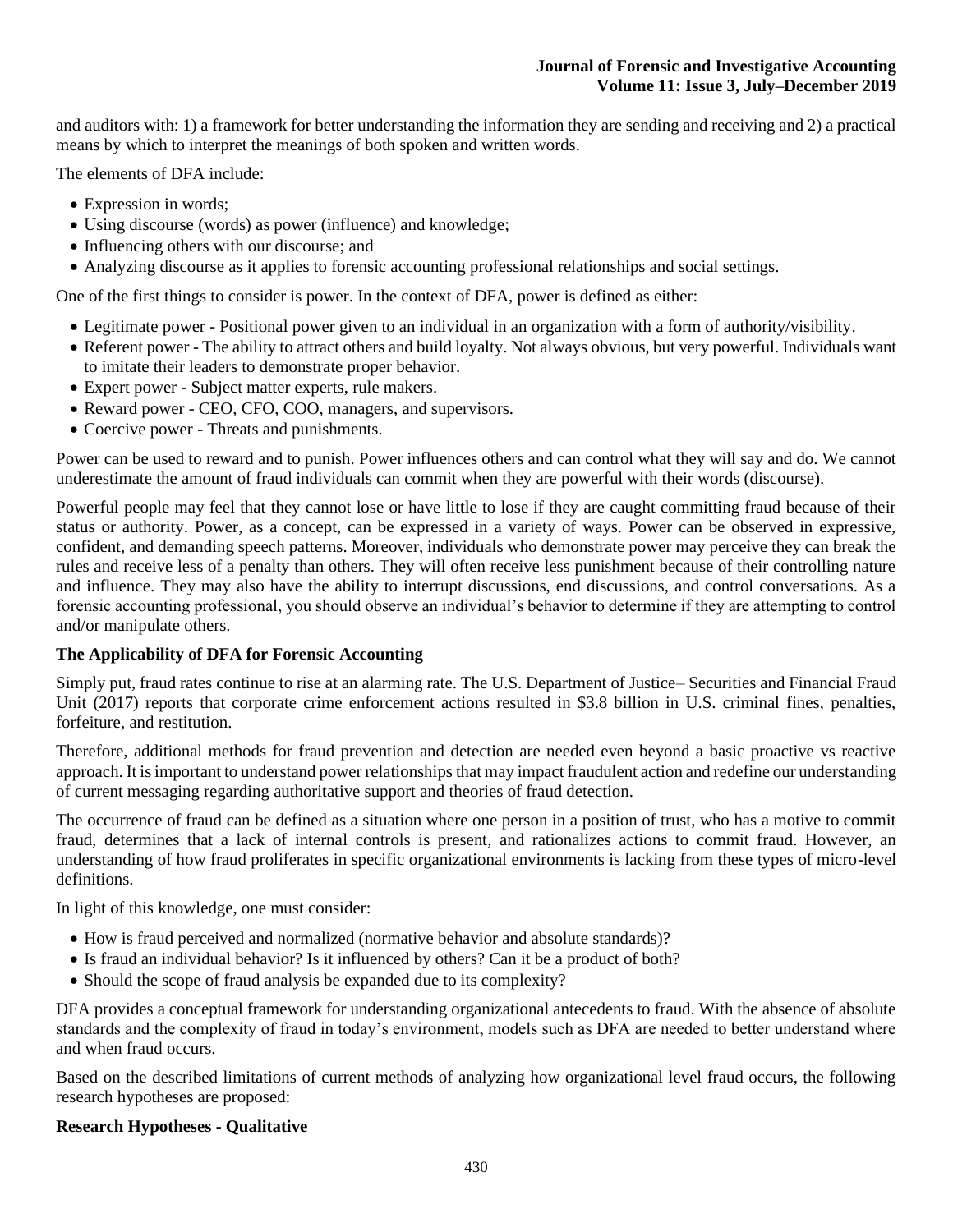and auditors with: 1) a framework for better understanding the information they are sending and receiving and 2) a practical means by which to interpret the meanings of both spoken and written words.

The elements of DFA include:

- Expression in words;
- Using discourse (words) as power (influence) and knowledge;
- Influencing others with our discourse; and
- Analyzing discourse as it applies to forensic accounting professional relationships and social settings.

One of the first things to consider is power. In the context of DFA, power is defined as either:

- Legitimate power - Positional power given to an individual in an organization with a form of authority/visibility.
- Referent power - The ability to attract others and build loyalty. Not always obvious, but very powerful. Individuals want to imitate their leaders to demonstrate proper behavior.
- Expert power - Subject matter experts, rule makers.
- Reward power - CEO, CFO, COO, managers, and supervisors.
- Coercive power - Threats and punishments.

Power can be used to reward and to punish. Power influences others and can control what they will say and do. We cannot underestimate the amount of fraud individuals can commit when they are powerful with their words (discourse).

Powerful people may feel that they cannot lose or have little to lose if they are caught committing fraud because of their status or authority. Power, as a concept, can be expressed in a variety of ways. Power can be observed in expressive, confident, and demanding speech patterns. Moreover, individuals who demonstrate power may perceive they can break the rules and receive less of a penalty than others. They will often receive less punishment because of their controlling nature and influence. They may also have the ability to interrupt discussions, end discussions, and control conversations. As a forensic accounting professional, you should observe an individual's behavior to determine if they are attempting to control and/or manipulate others.

### The Applicability of DFA for Forensic Accounting

Simply put, fraud rates continue to rise at an alarming rate. The U.S. Department of Justice– Securities and Financial Fraud Unit (2017) reports that corporate crime enforcement actions resulted in $3.8 billion in U.S. criminal fines, penalties, forfeiture, and restitution.

Therefore, additional methods for fraud prevention and detection are needed even beyond a basic proactive vs reactive approach. It is important to understand power relationships that may impact fraudulent action and redefine our understanding of current messaging regarding authoritative support and theories of fraud detection.

The occurrence of fraud can be defined as a situation where one person in a position of trust, who has a motive to commit fraud, determines that a lack of internal controls is present, and rationalizes actions to commit fraud. However, an understanding of how fraud proliferates in specific organizational environments is lacking from these types of micro-level definitions.

In light of this knowledge, one must consider:

- How is fraud perceived and normalized (normative behavior and absolute standards)?
- Is fraud an individual behavior? Is it influenced by others? Can it be a product of both?
- Should the scope of fraud analysis be expanded due to its complexity?

DFA provides a conceptual framework for understanding organizational antecedents to fraud. With the absence of absolute standards and the complexity of fraud in today's environment, models such as DFA are needed to better understand where and when fraud occurs.

Based on the described limitations of current methods of analyzing how organizational level fraud occurs, the following research hypotheses are proposed:

### Research Hypotheses - Qualitative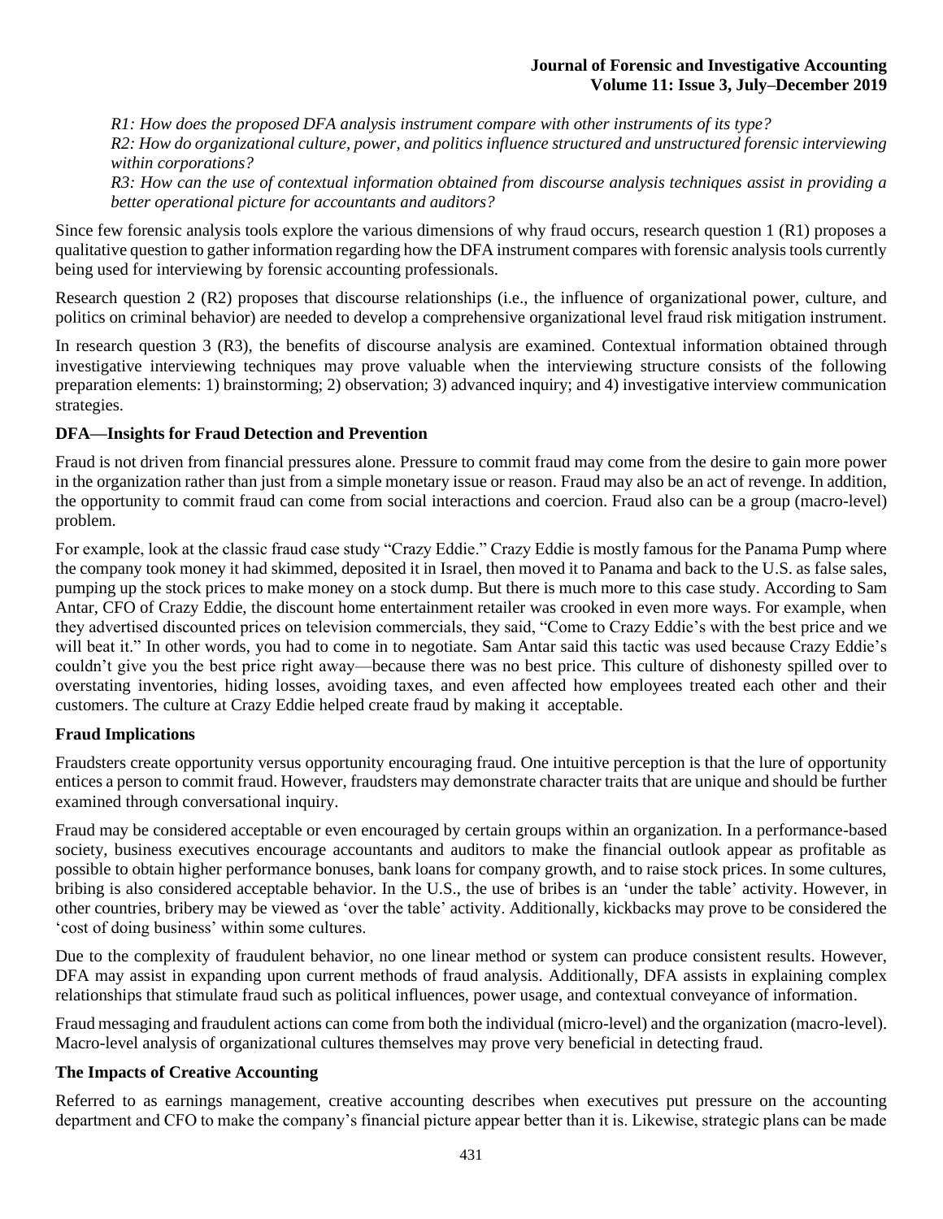*R1: How does the proposed DFA analysis instrument compare with other instruments of its type?*
*R2: How do organizational culture, power, and politics influence structured and unstructured forensic interviewing within corporations?*
*R3: How can the use of contextual information obtained from discourse analysis techniques assist in providing a better operational picture for accountants and auditors?*

Since few forensic analysis tools explore the various dimensions of why fraud occurs, research question 1 (R1) proposes a qualitative question to gather information regarding how the DFA instrument compares with forensic analysis tools currently being used for interviewing by forensic accounting professionals.

Research question 2 (R2) proposes that discourse relationships (i.e., the influence of organizational power, culture, and politics on criminal behavior) are needed to develop a comprehensive organizational level fraud risk mitigation instrument.

In research question 3 (R3), the benefits of discourse analysis are examined. Contextual information obtained through investigative interviewing techniques may prove valuable when the interviewing structure consists of the following preparation elements: 1) brainstorming; 2) observation; 3) advanced inquiry; and 4) investigative interview communication strategies.

### DFA—Insights for Fraud Detection and Prevention

Fraud is not driven from financial pressures alone. Pressure to commit fraud may come from the desire to gain more power in the organization rather than just from a simple monetary issue or reason. Fraud may also be an act of revenge. In addition, the opportunity to commit fraud can come from social interactions and coercion. Fraud also can be a group (macro-level) problem.

For example, look at the classic fraud case study "Crazy Eddie." Crazy Eddie is mostly famous for the Panama Pump where the company took money it had skimmed, deposited it in Israel, then moved it to Panama and back to the U.S. as false sales, pumping up the stock prices to make money on a stock dump. But there is much more to this case study. According to Sam Antar, CFO of Crazy Eddie, the discount home entertainment retailer was crooked in even more ways. For example, when they advertised discounted prices on television commercials, they said, "Come to Crazy Eddie's with the best price and we will beat it." In other words, you had to come in to negotiate. Sam Antar said this tactic was used because Crazy Eddie's couldn't give you the best price right away—because there was no best price. This culture of dishonesty spilled over to overstating inventories, hiding losses, avoiding taxes, and even affected how employees treated each other and their customers. The culture at Crazy Eddie helped create fraud by making it acceptable.

### Fraud Implications

Fraudsters create opportunity versus opportunity encouraging fraud. One intuitive perception is that the lure of opportunity entices a person to commit fraud. However, fraudsters may demonstrate character traits that are unique and should be further examined through conversational inquiry.

Fraud may be considered acceptable or even encouraged by certain groups within an organization. In a performance-based society, business executives encourage accountants and auditors to make the financial outlook appear as profitable as possible to obtain higher performance bonuses, bank loans for company growth, and to raise stock prices. In some cultures, bribing is also considered acceptable behavior. In the U.S., the use of bribes is an 'under the table' activity. However, in other countries, bribery may be viewed as 'over the table' activity. Additionally, kickbacks may prove to be considered the 'cost of doing business' within some cultures.

Due to the complexity of fraudulent behavior, no one linear method or system can produce consistent results. However, DFA may assist in expanding upon current methods of fraud analysis. Additionally, DFA assists in explaining complex relationships that stimulate fraud such as political influences, power usage, and contextual conveyance of information.

Fraud messaging and fraudulent actions can come from both the individual (micro-level) and the organization (macro-level). Macro-level analysis of organizational cultures themselves may prove very beneficial in detecting fraud.

### The Impacts of Creative Accounting

Referred to as earnings management, creative accounting describes when executives put pressure on the accounting department and CFO to make the company's financial picture appear better than it is. Likewise, strategic plans can be made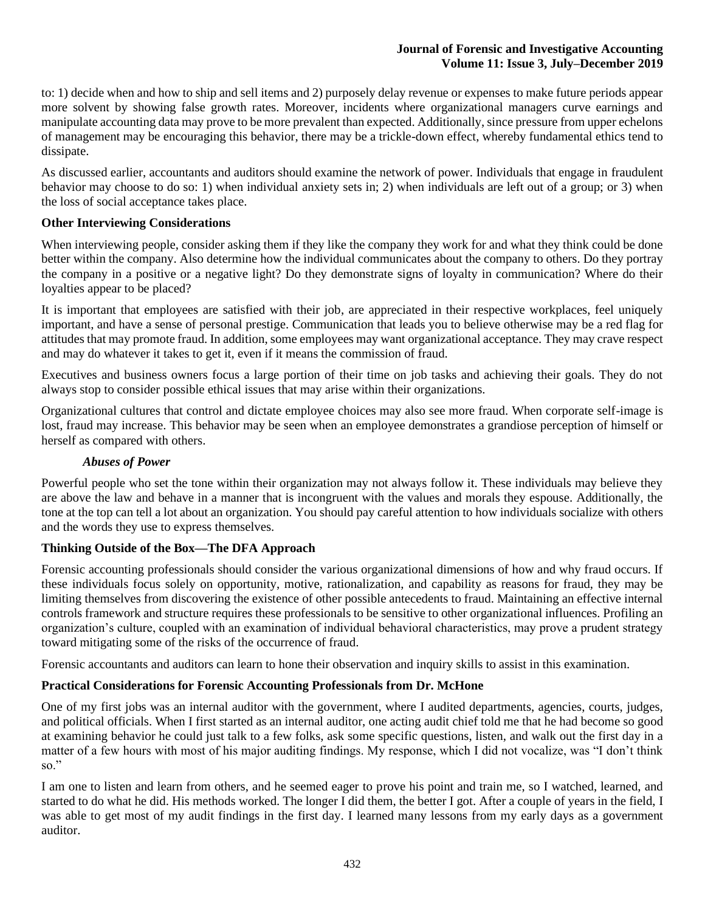to: 1) decide when and how to ship and sell items and 2) purposely delay revenue or expenses to make future periods appear more solvent by showing false growth rates. Moreover, incidents where organizational managers curve earnings and manipulate accounting data may prove to be more prevalent than expected. Additionally, since pressure from upper echelons of management may be encouraging this behavior, there may be a trickle-down effect, whereby fundamental ethics tend to dissipate.

As discussed earlier, accountants and auditors should examine the network of power. Individuals that engage in fraudulent behavior may choose to do so: 1) when individual anxiety sets in; 2) when individuals are left out of a group; or 3) when the loss of social acceptance takes place.

## Other Interviewing Considerations

When interviewing people, consider asking them if they like the company they work for and what they think could be done better within the company. Also determine how the individual communicates about the company to others. Do they portray the company in a positive or a negative light? Do they demonstrate signs of loyalty in communication? Where do their loyalties appear to be placed?

It is important that employees are satisfied with their job, are appreciated in their respective workplaces, feel uniquely important, and have a sense of personal prestige. Communication that leads you to believe otherwise may be a red flag for attitudes that may promote fraud. In addition, some employees may want organizational acceptance. They may crave respect and may do whatever it takes to get it, even if it means the commission of fraud.

Executives and business owners focus a large portion of their time on job tasks and achieving their goals. They do not always stop to consider possible ethical issues that may arise within their organizations.

Organizational cultures that control and dictate employee choices may also see more fraud. When corporate self-image is lost, fraud may increase. This behavior may be seen when an employee demonstrates a grandiose perception of himself or herself as compared with others.

### *Abuses of Power*

Powerful people who set the tone within their organization may not always follow it. These individuals may believe they are above the law and behave in a manner that is incongruent with the values and morals they espouse. Additionally, the tone at the top can tell a lot about an organization. You should pay careful attention to how individuals socialize with others and the words they use to express themselves.

## Thinking Outside of the Box—The DFA Approach

Forensic accounting professionals should consider the various organizational dimensions of how and why fraud occurs. If these individuals focus solely on opportunity, motive, rationalization, and capability as reasons for fraud, they may be limiting themselves from discovering the existence of other possible antecedents to fraud. Maintaining an effective internal controls framework and structure requires these professionals to be sensitive to other organizational influences. Profiling an organization's culture, coupled with an examination of individual behavioral characteristics, may prove a prudent strategy toward mitigating some of the risks of the occurrence of fraud.

Forensic accountants and auditors can learn to hone their observation and inquiry skills to assist in this examination.

## Practical Considerations for Forensic Accounting Professionals from Dr. McHone

One of my first jobs was an internal auditor with the government, where I audited departments, agencies, courts, judges, and political officials. When I first started as an internal auditor, one acting audit chief told me that he had become so good at examining behavior he could just talk to a few folks, ask some specific questions, listen, and walk out the first day in a matter of a few hours with most of his major auditing findings. My response, which I did not vocalize, was "I don't think so."

I am one to listen and learn from others, and he seemed eager to prove his point and train me, so I watched, learned, and started to do what he did. His methods worked. The longer I did them, the better I got. After a couple of years in the field, I was able to get most of my audit findings in the first day. I learned many lessons from my early days as a government auditor.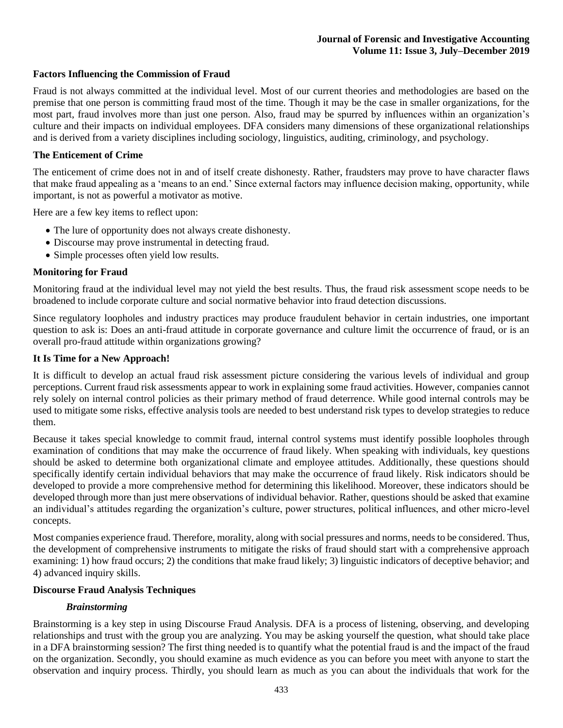## Factors Influencing the Commission of Fraud

Fraud is not always committed at the individual level. Most of our current theories and methodologies are based on the premise that one person is committing fraud most of the time. Though it may be the case in smaller organizations, for the most part, fraud involves more than just one person. Also, fraud may be spurred by influences within an organization's culture and their impacts on individual employees. DFA considers many dimensions of these organizational relationships and is derived from a variety disciplines including sociology, linguistics, auditing, criminology, and psychology.

## The Enticement of Crime

The enticement of crime does not in and of itself create dishonesty. Rather, fraudsters may prove to have character flaws that make fraud appealing as a 'means to an end.' Since external factors may influence decision making, opportunity, while important, is not as powerful a motivator as motive.

Here are a few key items to reflect upon:

- The lure of opportunity does not always create dishonesty.
- Discourse may prove instrumental in detecting fraud.
- Simple processes often yield low results.

## Monitoring for Fraud

Monitoring fraud at the individual level may not yield the best results. Thus, the fraud risk assessment scope needs to be broadened to include corporate culture and social normative behavior into fraud detection discussions.

Since regulatory loopholes and industry practices may produce fraudulent behavior in certain industries, one important question to ask is: Does an anti-fraud attitude in corporate governance and culture limit the occurrence of fraud, or is an overall pro-fraud attitude within organizations growing?

## It Is Time for a New Approach!

It is difficult to develop an actual fraud risk assessment picture considering the various levels of individual and group perceptions. Current fraud risk assessments appear to work in explaining some fraud activities. However, companies cannot rely solely on internal control policies as their primary method of fraud deterrence. While good internal controls may be used to mitigate some risks, effective analysis tools are needed to best understand risk types to develop strategies to reduce them.

Because it takes special knowledge to commit fraud, internal control systems must identify possible loopholes through examination of conditions that may make the occurrence of fraud likely. When speaking with individuals, key questions should be asked to determine both organizational climate and employee attitudes. Additionally, these questions should specifically identify certain individual behaviors that may make the occurrence of fraud likely. Risk indicators should be developed to provide a more comprehensive method for determining this likelihood. Moreover, these indicators should be developed through more than just mere observations of individual behavior. Rather, questions should be asked that examine an individual's attitudes regarding the organization's culture, power structures, political influences, and other micro-level concepts.

Most companies experience fraud. Therefore, morality, along with social pressures and norms, needs to be considered. Thus, the development of comprehensive instruments to mitigate the risks of fraud should start with a comprehensive approach examining: 1) how fraud occurs; 2) the conditions that make fraud likely; 3) linguistic indicators of deceptive behavior; and 4) advanced inquiry skills.

## Discourse Fraud Analysis Techniques

### *Brainstorming*

Brainstorming is a key step in using Discourse Fraud Analysis. DFA is a process of listening, observing, and developing relationships and trust with the group you are analyzing. You may be asking yourself the question, what should take place in a DFA brainstorming session? The first thing needed is to quantify what the potential fraud is and the impact of the fraud on the organization. Secondly, you should examine as much evidence as you can before you meet with anyone to start the observation and inquiry process. Thirdly, you should learn as much as you can about the individuals that work for the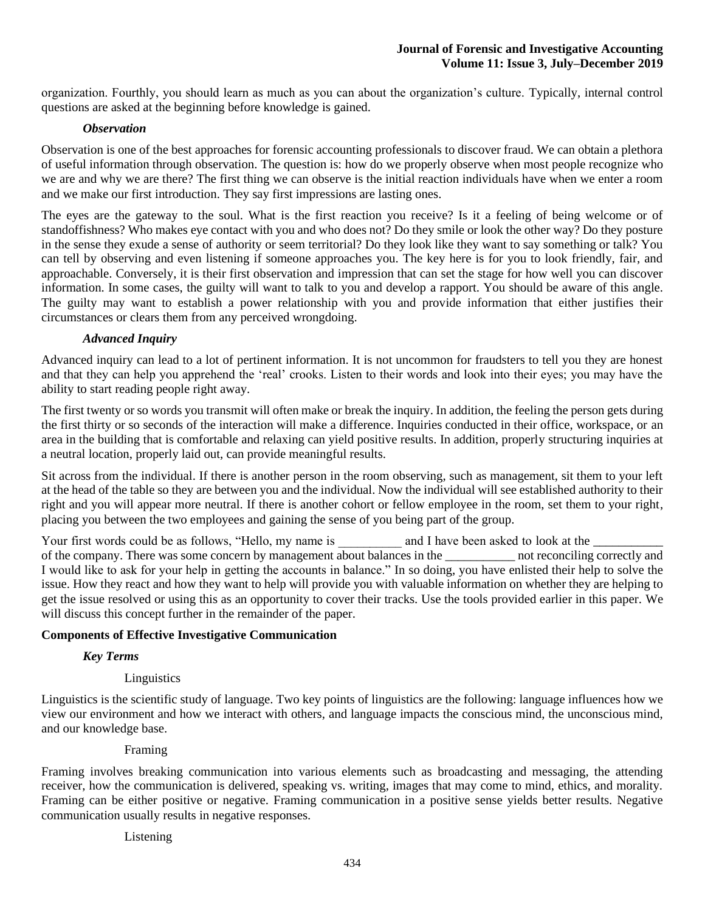organization. Fourthly, you should learn as much as you can about the organization's culture. Typically, internal control questions are asked at the beginning before knowledge is gained.

### *Observation*

Observation is one of the best approaches for forensic accounting professionals to discover fraud. We can obtain a plethora of useful information through observation. The question is: how do we properly observe when most people recognize who we are and why we are there? The first thing we can observe is the initial reaction individuals have when we enter a room and we make our first introduction. They say first impressions are lasting ones.

The eyes are the gateway to the soul. What is the first reaction you receive? Is it a feeling of being welcome or of standoffishness? Who makes eye contact with you and who does not? Do they smile or look the other way? Do they posture in the sense they exude a sense of authority or seem territorial? Do they look like they want to say something or talk? You can tell by observing and even listening if someone approaches you. The key here is for you to look friendly, fair, and approachable. Conversely, it is their first observation and impression that can set the stage for how well you can discover information. In some cases, the guilty will want to talk to you and develop a rapport. You should be aware of this angle. The guilty may want to establish a power relationship with you and provide information that either justifies their circumstances or clears them from any perceived wrongdoing.

### *Advanced Inquiry*

Advanced inquiry can lead to a lot of pertinent information. It is not uncommon for fraudsters to tell you they are honest and that they can help you apprehend the 'real' crooks. Listen to their words and look into their eyes; you may have the ability to start reading people right away.

The first twenty or so words you transmit will often make or break the inquiry. In addition, the feeling the person gets during the first thirty or so seconds of the interaction will make a difference. Inquiries conducted in their office, workspace, or an area in the building that is comfortable and relaxing can yield positive results. In addition, properly structuring inquiries at a neutral location, properly laid out, can provide meaningful results.

Sit across from the individual. If there is another person in the room observing, such as management, sit them to your left at the head of the table so they are between you and the individual. Now the individual will see established authority to their right and you will appear more neutral. If there is another cohort or fellow employee in the room, set them to your right, placing you between the two employees and gaining the sense of you being part of the group.

Your first words could be as follows, "Hello, my name is __________ and I have been asked to look at the ___________ of the company. There was some concern by management about balances in the ___________ not reconciling correctly and I would like to ask for your help in getting the accounts in balance." In so doing, you have enlisted their help to solve the issue. How they react and how they want to help will provide you with valuable information on whether they are helping to get the issue resolved or using this as an opportunity to cover their tracks. Use the tools provided earlier in this paper. We will discuss this concept further in the remainder of the paper.

## **Components of Effective Investigative Communication**

### *Key Terms*

#### Linguistics

Linguistics is the scientific study of language. Two key points of linguistics are the following: language influences how we view our environment and how we interact with others, and language impacts the conscious mind, the unconscious mind, and our knowledge base.

#### Framing

Framing involves breaking communication into various elements such as broadcasting and messaging, the attending receiver, how the communication is delivered, speaking vs. writing, images that may come to mind, ethics, and morality. Framing can be either positive or negative. Framing communication in a positive sense yields better results. Negative communication usually results in negative responses.

#### Listening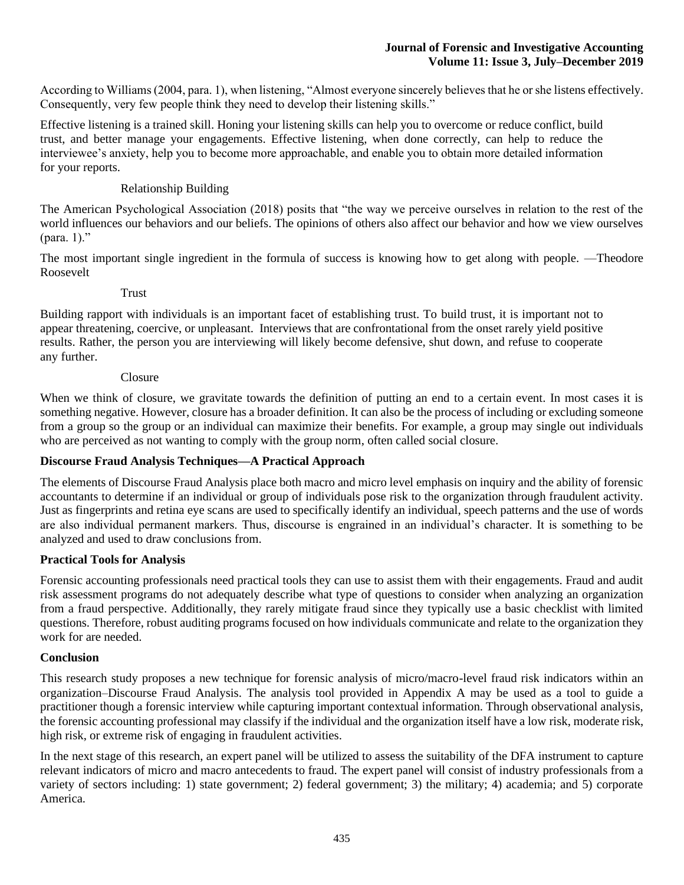According to Williams (2004, para. 1), when listening, "Almost everyone sincerely believes that he or she listens effectively. Consequently, very few people think they need to develop their listening skills."

Effective listening is a trained skill. Honing your listening skills can help you to overcome or reduce conflict, build trust, and better manage your engagements. Effective listening, when done correctly, can help to reduce the interviewee's anxiety, help you to become more approachable, and enable you to obtain more detailed information for your reports.

#### Relationship Building

The American Psychological Association (2018) posits that "the way we perceive ourselves in relation to the rest of the world influences our behaviors and our beliefs. The opinions of others also affect our behavior and how we view ourselves (para. 1)."

The most important single ingredient in the formula of success is knowing how to get along with people. —Theodore Roosevelt

#### Trust

Building rapport with individuals is an important facet of establishing trust. To build trust, it is important not to appear threatening, coercive, or unpleasant. Interviews that are confrontational from the onset rarely yield positive results. Rather, the person you are interviewing will likely become defensive, shut down, and refuse to cooperate any further.

#### Closure

When we think of closure, we gravitate towards the definition of putting an end to a certain event. In most cases it is something negative. However, closure has a broader definition. It can also be the process of including or excluding someone from a group so the group or an individual can maximize their benefits. For example, a group may single out individuals who are perceived as not wanting to comply with the group norm, often called social closure.

## Discourse Fraud Analysis Techniques—A Practical Approach

The elements of Discourse Fraud Analysis place both macro and micro level emphasis on inquiry and the ability of forensic accountants to determine if an individual or group of individuals pose risk to the organization through fraudulent activity. Just as fingerprints and retina eye scans are used to specifically identify an individual, speech patterns and the use of words are also individual permanent markers. Thus, discourse is engrained in an individual's character. It is something to be analyzed and used to draw conclusions from.

## Practical Tools for Analysis

Forensic accounting professionals need practical tools they can use to assist them with their engagements. Fraud and audit risk assessment programs do not adequately describe what type of questions to consider when analyzing an organization from a fraud perspective. Additionally, they rarely mitigate fraud since they typically use a basic checklist with limited questions. Therefore, robust auditing programs focused on how individuals communicate and relate to the organization they work for are needed.

## Conclusion

This research study proposes a new technique for forensic analysis of micro/macro-level fraud risk indicators within an organization–Discourse Fraud Analysis. The analysis tool provided in Appendix A may be used as a tool to guide a practitioner though a forensic interview while capturing important contextual information. Through observational analysis, the forensic accounting professional may classify if the individual and the organization itself have a low risk, moderate risk, high risk, or extreme risk of engaging in fraudulent activities.

In the next stage of this research, an expert panel will be utilized to assess the suitability of the DFA instrument to capture relevant indicators of micro and macro antecedents to fraud. The expert panel will consist of industry professionals from a variety of sectors including: 1) state government; 2) federal government; 3) the military; 4) academia; and 5) corporate America.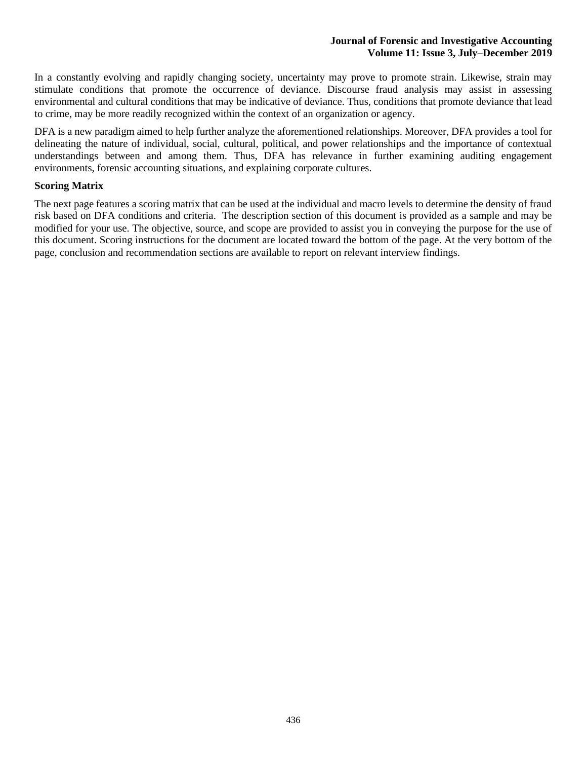In a constantly evolving and rapidly changing society, uncertainty may prove to promote strain. Likewise, strain may stimulate conditions that promote the occurrence of deviance. Discourse fraud analysis may assist in assessing environmental and cultural conditions that may be indicative of deviance. Thus, conditions that promote deviance that lead to crime, may be more readily recognized within the context of an organization or agency.

DFA is a new paradigm aimed to help further analyze the aforementioned relationships. Moreover, DFA provides a tool for delineating the nature of individual, social, cultural, political, and power relationships and the importance of contextual understandings between and among them. Thus, DFA has relevance in further examining auditing engagement environments, forensic accounting situations, and explaining corporate cultures.

**Scoring Matrix**

The next page features a scoring matrix that can be used at the individual and macro levels to determine the density of fraud risk based on DFA conditions and criteria. The description section of this document is provided as a sample and may be modified for your use. The objective, source, and scope are provided to assist you in conveying the purpose for the use of this document. Scoring instructions for the document are located toward the bottom of the page. At the very bottom of the page, conclusion and recommendation sections are available to report on relevant interview findings.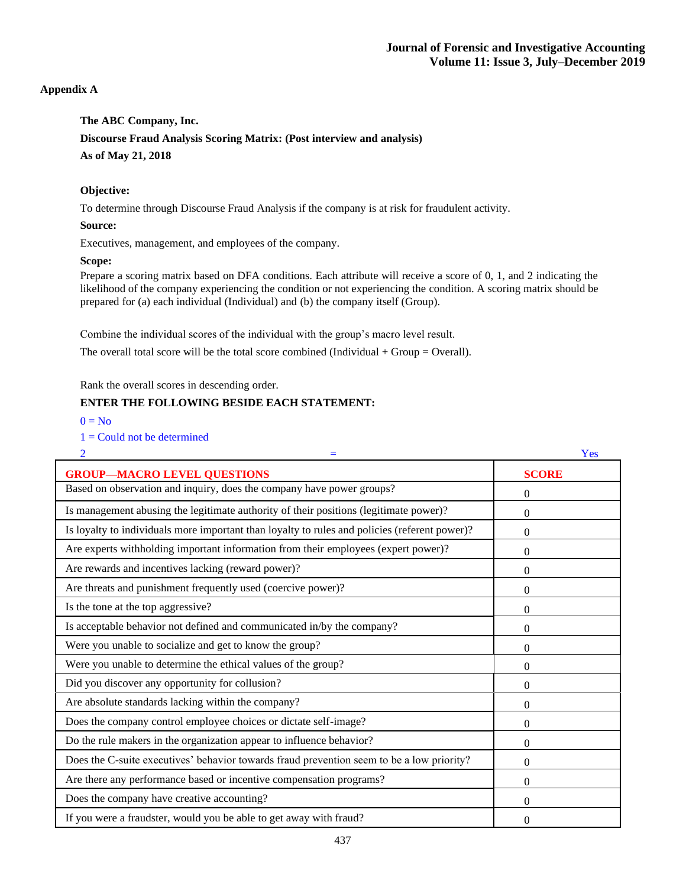**Appendix A**

**The ABC Company, Inc.**

**Discourse Fraud Analysis Scoring Matrix: (Post interview and analysis)**

**As of May 21, 2018**

**Objective:**

To determine through Discourse Fraud Analysis if the company is at risk for fraudulent activity.

**Source:**

Executives, management, and employees of the company.

**Scope:**

Prepare a scoring matrix based on DFA conditions. Each attribute will receive a score of 0, 1, and 2 indicating the likelihood of the company experiencing the condition or not experiencing the condition. A scoring matrix should be prepared for (a) each individual (Individual) and (b) the company itself (Group).

Combine the individual scores of the individual with the group's macro level result.

The overall total score will be the total score combined (Individual + Group = Overall).

Rank the overall scores in descending order.

**ENTER THE FOLLOWING BESIDE EACH STATEMENT:**

0 = No

1 = Could not be determined

2 = Yes

| GROUP—MACRO LEVEL QUESTIONS | SCORE |
|---|---|
| Based on observation and inquiry, does the company have power groups? | 0 |
| Is management abusing the legitimate authority of their positions (legitimate power)? | 0 |
| Is loyalty to individuals more important than loyalty to rules and policies (referent power)? | 0 |
| Are experts withholding important information from their employees (expert power)? | 0 |
| Are rewards and incentives lacking (reward power)? | 0 |
| Are threats and punishment frequently used (coercive power)? | 0 |
| Is the tone at the top aggressive? | 0 |
| Is acceptable behavior not defined and communicated in/by the company? | 0 |
| Were you unable to socialize and get to know the group? | 0 |
| Were you unable to determine the ethical values of the group? | 0 |
| Did you discover any opportunity for collusion? | 0 |
| Are absolute standards lacking within the company? | 0 |
| Does the company control employee choices or dictate self-image? | 0 |
| Do the rule makers in the organization appear to influence behavior? | 0 |
| Does the C-suite executives' behavior towards fraud prevention seem to be a low priority? | 0 |
| Are there any performance based or incentive compensation programs? | 0 |
| Does the company have creative accounting? | 0 |
| If you were a fraudster, would you be able to get away with fraud? | 0 |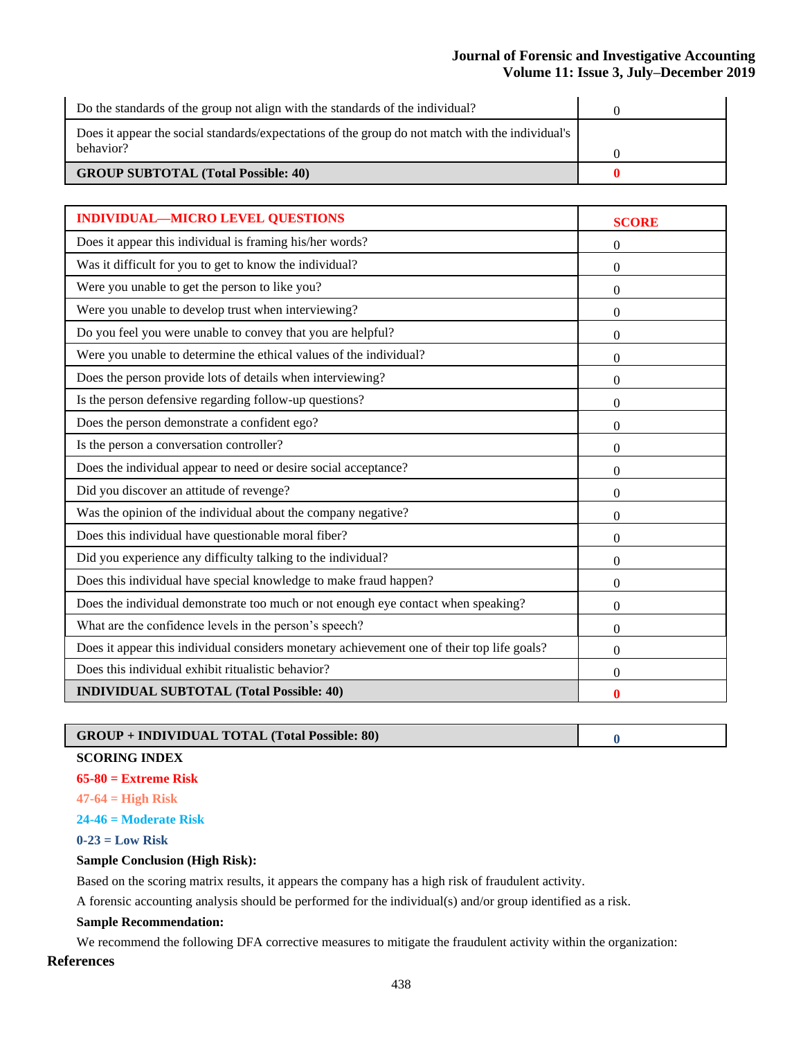| | |
|---|---|
| Do the standards of the group not align with the standards of the individual? | 0 |
| Does it appear the social standards/expectations of the group do not match with the individual's behavior? | 0 |
| **GROUP SUBTOTAL (Total Possible: 40)** | **0** |

| INDIVIDUAL—MICRO LEVEL QUESTIONS | SCORE |
|---|---|
| Does it appear this individual is framing his/her words? | 0 |
| Was it difficult for you to get to know the individual? | 0 |
| Were you unable to get the person to like you? | 0 |
| Were you unable to develop trust when interviewing? | 0 |
| Do you feel you were unable to convey that you are helpful? | 0 |
| Were you unable to determine the ethical values of the individual? | 0 |
| Does the person provide lots of details when interviewing? | 0 |
| Is the person defensive regarding follow-up questions? | 0 |
| Does the person demonstrate a confident ego? | 0 |
| Is the person a conversation controller? | 0 |
| Does the individual appear to need or desire social acceptance? | 0 |
| Did you discover an attitude of revenge? | 0 |
| Was the opinion of the individual about the company negative? | 0 |
| Does this individual have questionable moral fiber? | 0 |
| Did you experience any difficulty talking to the individual? | 0 |
| Does this individual have special knowledge to make fraud happen? | 0 |
| Does the individual demonstrate too much or not enough eye contact when speaking? | 0 |
| What are the confidence levels in the person's speech? | 0 |
| Does it appear this individual considers monetary achievement one of their top life goals? | 0 |
| Does this individual exhibit ritualistic behavior? | 0 |
| **INDIVIDUAL SUBTOTAL (Total Possible: 40)** | **0** |

| | |
|---|---|
| **GROUP + INDIVIDUAL TOTAL (Total Possible: 80)** | **0** |

**SCORING INDEX**

**65-80 = Extreme Risk**

**47-64 = High Risk**

**24-46 = Moderate Risk**

**0-23 = Low Risk**

**Sample Conclusion (High Risk):**

Based on the scoring matrix results, it appears the company has a high risk of fraudulent activity.

A forensic accounting analysis should be performed for the individual(s) and/or group identified as a risk.

**Sample Recommendation:**

We recommend the following DFA corrective measures to mitigate the fraudulent activity within the organization:

## References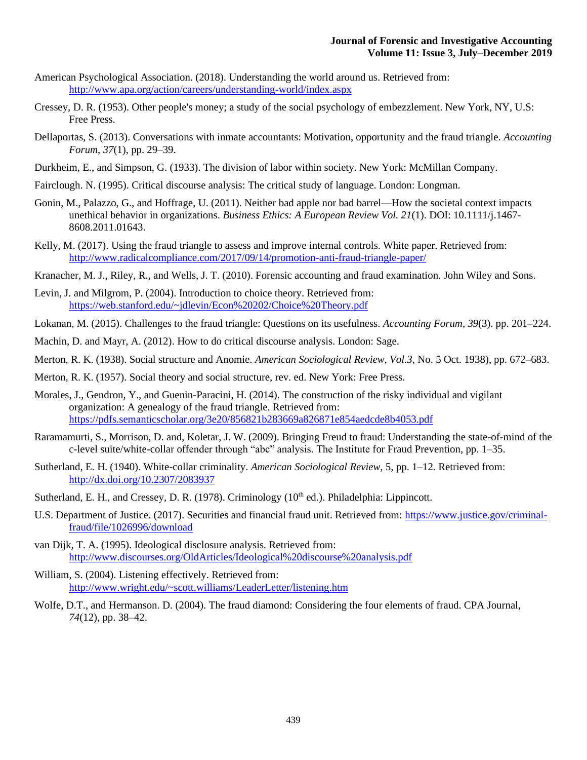American Psychological Association. (2018). Understanding the world around us. Retrieved from: http://www.apa.org/action/careers/understanding-world/index.aspx

Cressey, D. R. (1953). Other people's money; a study of the social psychology of embezzlement. New York, NY, U.S: Free Press.

Dellaportas, S. (2013). Conversations with inmate accountants: Motivation, opportunity and the fraud triangle. *Accounting Forum*, *37*(1), pp. 29–39.

Durkheim, E., and Simpson, G. (1933). The division of labor within society. New York: McMillan Company.

Fairclough. N. (1995). Critical discourse analysis: The critical study of language. London: Longman.

Gonin, M., Palazzo, G., and Hoffrage, U. (2011). Neither bad apple nor bad barrel—How the societal context impacts unethical behavior in organizations. *Business Ethics: A European Review Vol. 21*(1). DOI: 10.1111/j.1467-8608.2011.01643.

Kelly, M. (2017). Using the fraud triangle to assess and improve internal controls. White paper. Retrieved from: http://www.radicalcompliance.com/2017/09/14/promotion-anti-fraud-triangle-paper/

Kranacher, M. J., Riley, R., and Wells, J. T. (2010). Forensic accounting and fraud examination. John Wiley and Sons.

Levin, J. and Milgrom, P. (2004). Introduction to choice theory. Retrieved from: https://web.stanford.edu/~jdlevin/Econ%20202/Choice%20Theory.pdf

Lokanan, M. (2015). Challenges to the fraud triangle: Questions on its usefulness. *Accounting Forum*, *39*(3). pp. 201–224.

Machin, D. and Mayr, A. (2012). How to do critical discourse analysis. London: Sage.

Merton, R. K. (1938). Social structure and Anomie. *American Sociological Review, Vol.3*, No. 5 Oct. 1938), pp. 672–683.

Merton, R. K. (1957). Social theory and social structure, rev. ed. New York: Free Press.

Morales, J., Gendron, Y., and Guenin-Paracini, H. (2014). The construction of the risky individual and vigilant organization: A genealogy of the fraud triangle. Retrieved from: https://pdfs.semanticscholar.org/3e20/856821b283669a826871e854aedcde8b4053.pdf

Raramamurti, S., Morrison, D. and, Koletar, J. W. (2009). Bringing Freud to fraud: Understanding the state-of-mind of the c-level suite/white-collar offender through "abc" analysis. The Institute for Fraud Prevention, pp. 1–35.

Sutherland, E. H. (1940). White-collar criminality. *American Sociological Review*, 5, pp. 1–12. Retrieved from: http://dx.doi.org/10.2307/2083937

Sutherland, E. H., and Cressey, D. R. (1978). Criminology (10th ed.). Philadelphia: Lippincott.

U.S. Department of Justice. (2017). Securities and financial fraud unit. Retrieved from: https://www.justice.gov/criminal-fraud/file/1026996/download

van Dijk, T. A. (1995). Ideological disclosure analysis. Retrieved from: http://www.discourses.org/OldArticles/Ideological%20discourse%20analysis.pdf

William, S. (2004). Listening effectively. Retrieved from: http://www.wright.edu/~scott.williams/LeaderLetter/listening.htm

Wolfe, D.T., and Hermanson. D. (2004). The fraud diamond: Considering the four elements of fraud. CPA Journal, *74*(12), pp. 38–42.